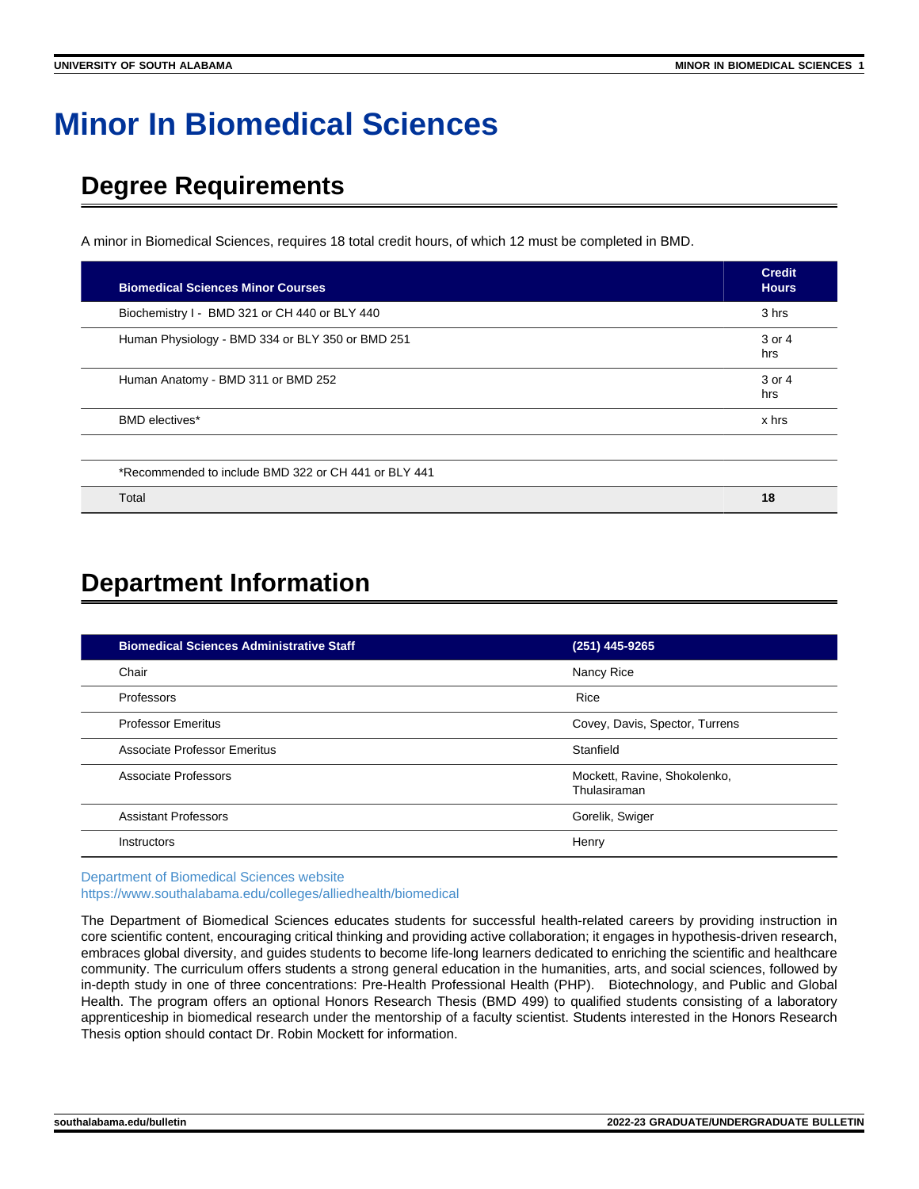# Minor In Biomedical Sciences

## Degree Requirements

A minor in Biomedical Sciences, requires 18 total credit hours, of which 12 must be completed in BMD.

| Biomedical Sciences Minor Courses | Credit Hours |
|---|---|
| Biochemistry I - BMD 321 or CH 440 or BLY 440 | 3 hrs |
| Human Physiology - BMD 334 or BLY 350 or BMD 251 | 3 or 4 hrs |
| Human Anatomy - BMD 311 or BMD 252 | 3 or 4 hrs |
| BMD electives* | x hrs |
| | |
| *Recommended to include BMD 322 or CH 441 or BLY 441 | |
| Total | **18** |

## Department Information

| Biomedical Sciences Administrative Staff | (251) 445-9265 |
|---|---|
| Chair | Nancy Rice |
| Professors | Rice |
| Professor Emeritus | Covey, Davis, Spector, Turrens |
| Associate Professor Emeritus | Stanfield |
| Associate Professors | Mockett, Ravine, Shokolenko, Thulasiraman |
| Assistant Professors | Gorelik, Swiger |
| Instructors | Henry |

Department of Biomedical Sciences website
https://www.southalabama.edu/colleges/alliedhealth/biomedical

The Department of Biomedical Sciences educates students for successful health-related careers by providing instruction in core scientific content, encouraging critical thinking and providing active collaboration; it engages in hypothesis-driven research, embraces global diversity, and guides students to become life-long learners dedicated to enriching the scientific and healthcare community. The curriculum offers students a strong general education in the humanities, arts, and social sciences, followed by in-depth study in one of three concentrations: Pre-Health Professional Health (PHP). Biotechnology, and Public and Global Health. The program offers an optional Honors Research Thesis (BMD 499) to qualified students consisting of a laboratory apprenticeship in biomedical research under the mentorship of a faculty scientist. Students interested in the Honors Research Thesis option should contact Dr. Robin Mockett for information.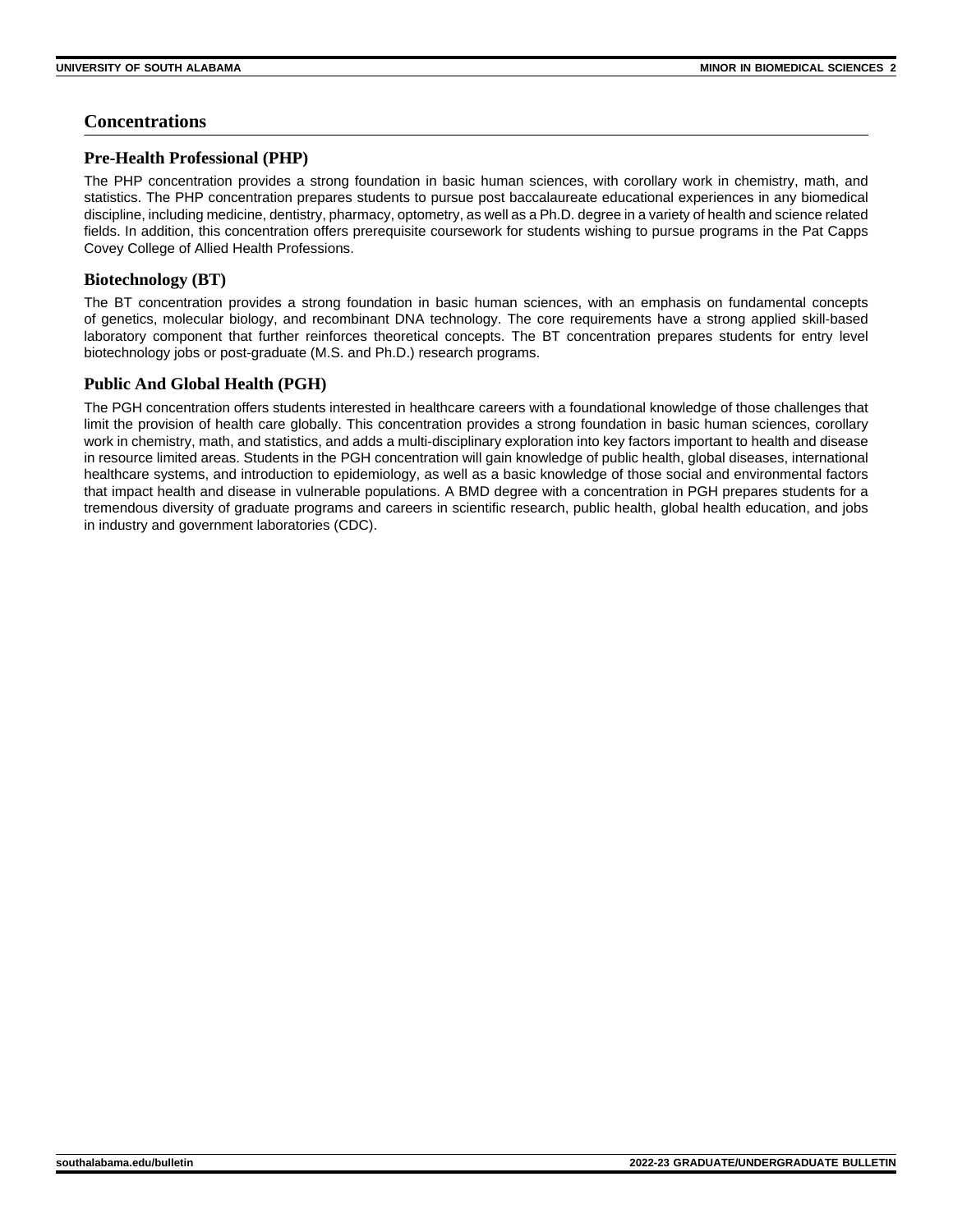## Concentrations

### Pre-Health Professional (PHP)

The PHP concentration provides a strong foundation in basic human sciences, with corollary work in chemistry, math, and statistics. The PHP concentration prepares students to pursue post baccalaureate educational experiences in any biomedical discipline, including medicine, dentistry, pharmacy, optometry, as well as a Ph.D. degree in a variety of health and science related fields. In addition, this concentration offers prerequisite coursework for students wishing to pursue programs in the Pat Capps Covey College of Allied Health Professions.

### Biotechnology (BT)

The BT concentration provides a strong foundation in basic human sciences, with an emphasis on fundamental concepts of genetics, molecular biology, and recombinant DNA technology. The core requirements have a strong applied skill-based laboratory component that further reinforces theoretical concepts. The BT concentration prepares students for entry level biotechnology jobs or post-graduate (M.S. and Ph.D.) research programs.

### Public And Global Health (PGH)

The PGH concentration offers students interested in healthcare careers with a foundational knowledge of those challenges that limit the provision of health care globally. This concentration provides a strong foundation in basic human sciences, corollary work in chemistry, math, and statistics, and adds a multi-disciplinary exploration into key factors important to health and disease in resource limited areas. Students in the PGH concentration will gain knowledge of public health, global diseases, international healthcare systems, and introduction to epidemiology, as well as a basic knowledge of those social and environmental factors that impact health and disease in vulnerable populations. A BMD degree with a concentration in PGH prepares students for a tremendous diversity of graduate programs and careers in scientific research, public health, global health education, and jobs in industry and government laboratories (CDC).